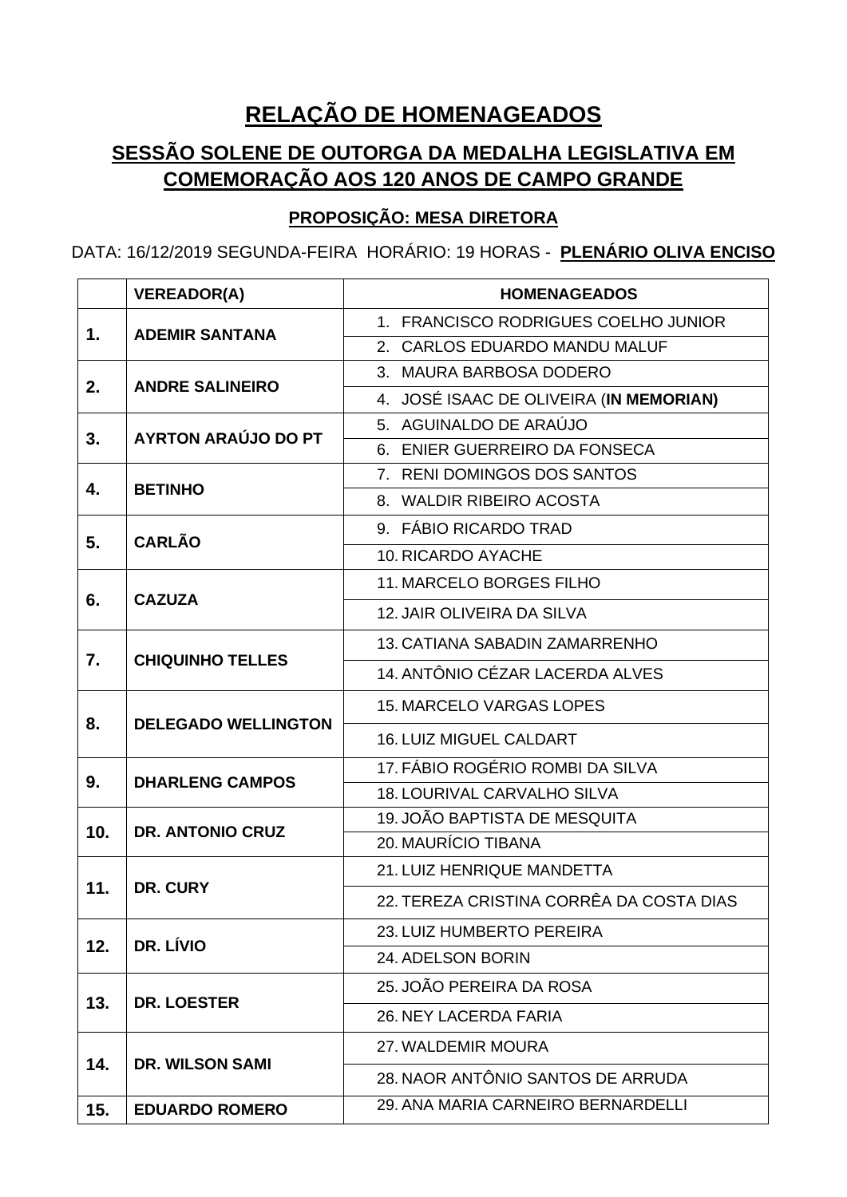# RELAÇÃO DE HOMENAGEADOS

## SESSÃO SOLENE DE OUTORGA DA MEDALHA LEGISLATIVA EM COMEMORAÇÃO AOS 120 ANOS DE CAMPO GRANDE

### PROPOSIÇÃO: MESA DIRETORA

DATA: 16/12/2019 SEGUNDA-FEIRA HORÁRIO: 19 HORAS - **PLENÁRIO OLIVA ENCISO**

| | VEREADOR(A) | HOMENAGEADOS |
|---|---|---|
| **1.** | **ADEMIR SANTANA** | 1. FRANCISCO RODRIGUES COELHO JUNIOR |
| | | 2. CARLOS EDUARDO MANDU MALUF |
| **2.** | **ANDRE SALINEIRO** | 3. MAURA BARBOSA DODERO |
| | | 4. JOSÉ ISAAC DE OLIVEIRA (**IN MEMORIAN)** |
| **3.** | **AYRTON ARAÚJO DO PT** | 5. AGUINALDO DE ARAÚJO |
| | | 6. ENIER GUERREIRO DA FONSECA |
| **4.** | **BETINHO** | 7. RENI DOMINGOS DOS SANTOS |
| | | 8. WALDIR RIBEIRO ACOSTA |
| **5.** | **CARLÃO** | 9. FÁBIO RICARDO TRAD |
| | | 10. RICARDO AYACHE |
| **6.** | **CAZUZA** | 11. MARCELO BORGES FILHO |
| | | 12. JAIR OLIVEIRA DA SILVA |
| **7.** | **CHIQUINHO TELLES** | 13. CATIANA SABADIN ZAMARRENHO |
| | | 14. ANTÔNIO CÉZAR LACERDA ALVES |
| **8.** | **DELEGADO WELLINGTON** | 15. MARCELO VARGAS LOPES |
| | | 16. LUIZ MIGUEL CALDART |
| **9.** | **DHARLENG CAMPOS** | 17. FÁBIO ROGÉRIO ROMBI DA SILVA |
| | | 18. LOURIVAL CARVALHO SILVA |
| **10.** | **DR. ANTONIO CRUZ** | 19. JOÃO BAPTISTA DE MESQUITA |
| | | 20. MAURÍCIO TIBANA |
| **11.** | **DR. CURY** | 21. LUIZ HENRIQUE MANDETTA |
| | | 22. TEREZA CRISTINA CORRÊA DA COSTA DIAS |
| **12.** | **DR. LÍVIO** | 23. LUIZ HUMBERTO PEREIRA |
| | | 24. ADELSON BORIN |
| **13.** | **DR. LOESTER** | 25. JOÃO PEREIRA DA ROSA |
| | | 26. NEY LACERDA FARIA |
| **14.** | **DR. WILSON SAMI** | 27. WALDEMIR MOURA |
| | | 28. NAOR ANTÔNIO SANTOS DE ARRUDA |
| **15.** | **EDUARDO ROMERO** | 29. ANA MARIA CARNEIRO BERNARDELLI |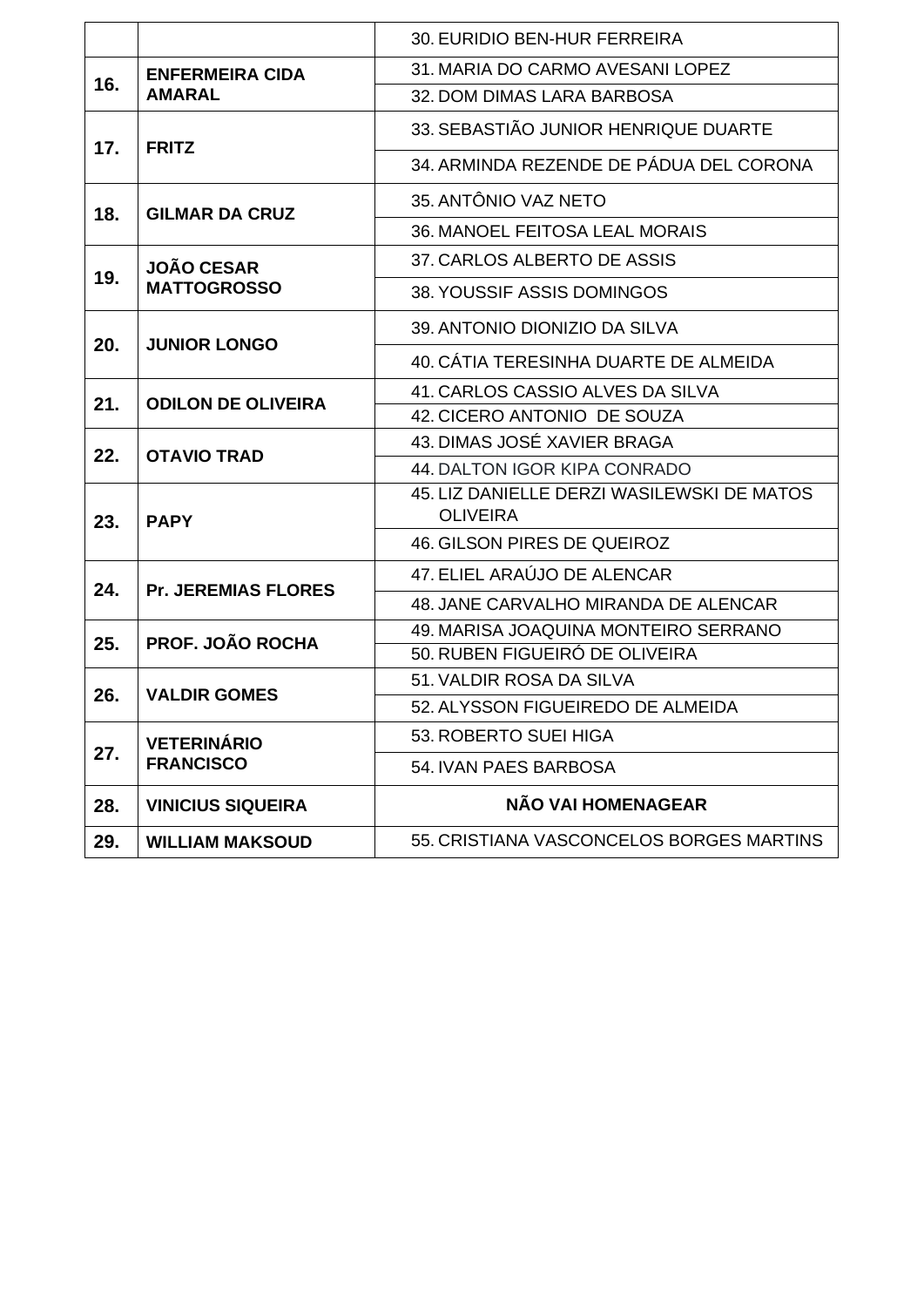| | | |
|---|---|---|
| | | 30. EURIDIO BEN-HUR FERREIRA |
| **16.** | **ENFERMEIRA CIDA AMARAL** | 31. MARIA DO CARMO AVESANI LOPEZ |
| | | 32. DOM DIMAS LARA BARBOSA |
| **17.** | **FRITZ** | 33. SEBASTIÃO JUNIOR HENRIQUE DUARTE |
| | | 34. ARMINDA REZENDE DE PÁDUA DEL CORONA |
| **18.** | **GILMAR DA CRUZ** | 35. ANTÔNIO VAZ NETO |
| | | 36. MANOEL FEITOSA LEAL MORAIS |
| **19.** | **JOÃO CESAR MATTOGROSSO** | 37. CARLOS ALBERTO DE ASSIS |
| | | 38. YOUSSIF ASSIS DOMINGOS |
| **20.** | **JUNIOR LONGO** | 39. ANTONIO DIONIZIO DA SILVA |
| | | 40. CÁTIA TERESINHA DUARTE DE ALMEIDA |
| **21.** | **ODILON DE OLIVEIRA** | 41. CARLOS CASSIO ALVES DA SILVA |
| | | 42. CICERO ANTONIO DE SOUZA |
| **22.** | **OTAVIO TRAD** | 43. DIMAS JOSÉ XAVIER BRAGA |
| | | 44. DALTON IGOR KIPA CONRADO |
| **23.** | **PAPY** | 45. LIZ DANIELLE DERZI WASILEWSKI DE MATOS OLIVEIRA |
| | | 46. GILSON PIRES DE QUEIROZ |
| **24.** | **Pr. JEREMIAS FLORES** | 47. ELIEL ARAÚJO DE ALENCAR |
| | | 48. JANE CARVALHO MIRANDA DE ALENCAR |
| **25.** | **PROF. JOÃO ROCHA** | 49. MARISA JOAQUINA MONTEIRO SERRANO |
| | | 50. RUBEN FIGUEIRÓ DE OLIVEIRA |
| **26.** | **VALDIR GOMES** | 51. VALDIR ROSA DA SILVA |
| | | 52. ALYSSON FIGUEIREDO DE ALMEIDA |
| **27.** | **VETERINÁRIO FRANCISCO** | 53. ROBERTO SUEI HIGA |
| | | 54. IVAN PAES BARBOSA |
| **28.** | **VINICIUS SIQUEIRA** | **NÃO VAI HOMENAGEAR** |
| **29.** | **WILLIAM MAKSOUD** | 55. CRISTIANA VASCONCELOS BORGES MARTINS |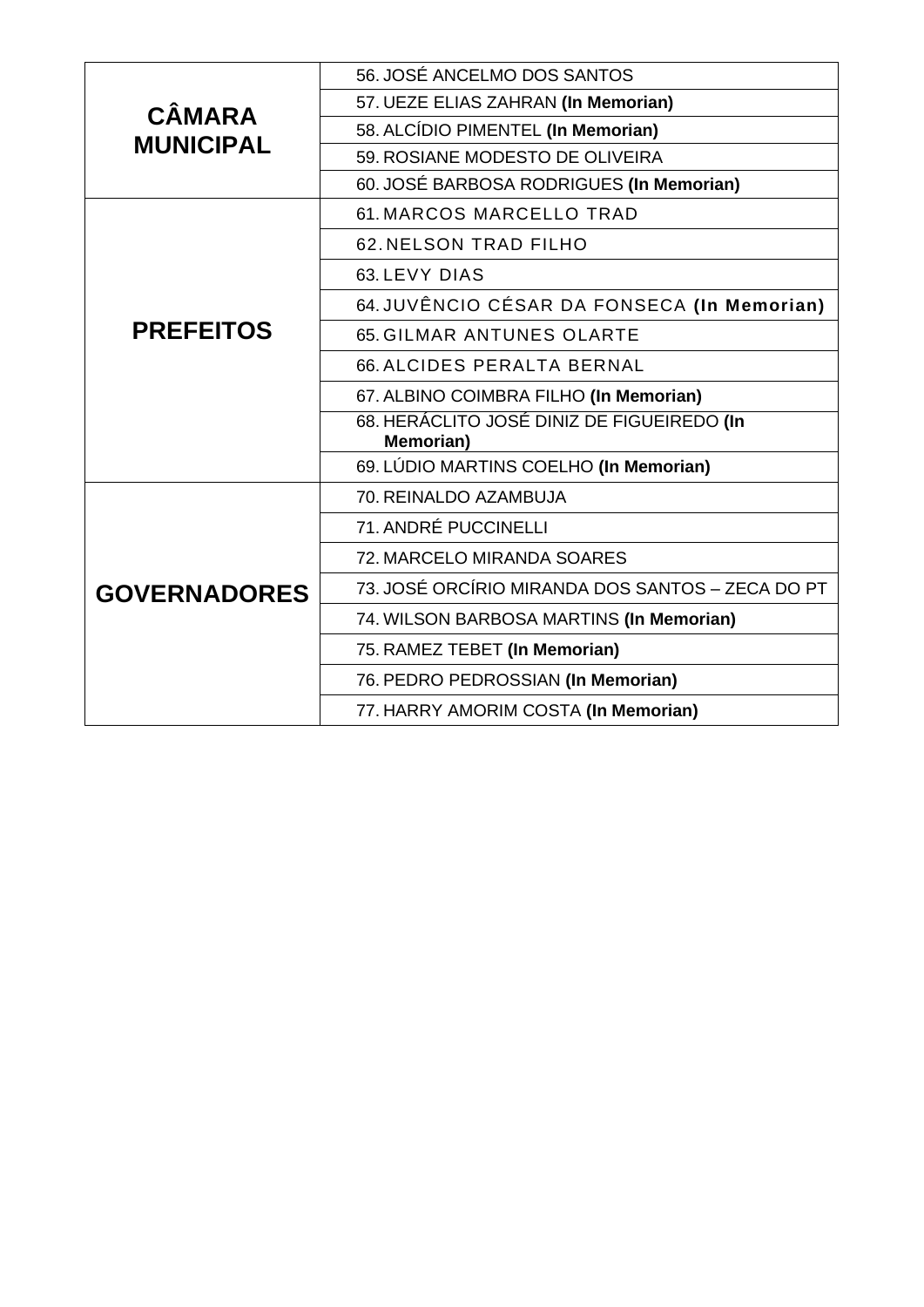| | |
|---|---|
| **CÂMARA MUNICIPAL** | 56. JOSÉ ANCELMO DOS SANTOS |
| | 57. UEZE ELIAS ZAHRAN **(In Memorian)** |
| | 58. ALCÍDIO PIMENTEL **(In Memorian)** |
| | 59. ROSIANE MODESTO DE OLIVEIRA |
| | 60. JOSÉ BARBOSA RODRIGUES **(In Memorian)** |
| **PREFEITOS** | 61. MARCOS MARCELLO TRAD |
| | 62. NELSON TRAD FILHO |
| | 63. LEVY DIAS |
| | 64. JUVÊNCIO CÉSAR DA FONSECA **(In Memorian)** |
| | 65. GILMAR ANTUNES OLARTE |
| | 66. ALCIDES PERALTA BERNAL |
| | 67. ALBINO COIMBRA FILHO **(In Memorian)** |
| | 68. HERÁCLITO JOSÉ DINIZ DE FIGUEIREDO **(In Memorian)** |
| | 69. LÚDIO MARTINS COELHO **(In Memorian)** |
| **GOVERNADORES** | 70. REINALDO AZAMBUJA |
| | 71. ANDRÉ PUCCINELLI |
| | 72. MARCELO MIRANDA SOARES |
| | 73. JOSÉ ORCÍRIO MIRANDA DOS SANTOS – ZECA DO PT |
| | 74. WILSON BARBOSA MARTINS **(In Memorian)** |
| | 75. RAMEZ TEBET **(In Memorian)** |
| | 76. PEDRO PEDROSSIAN **(In Memorian)** |
| | 77. HARRY AMORIM COSTA **(In Memorian)** |